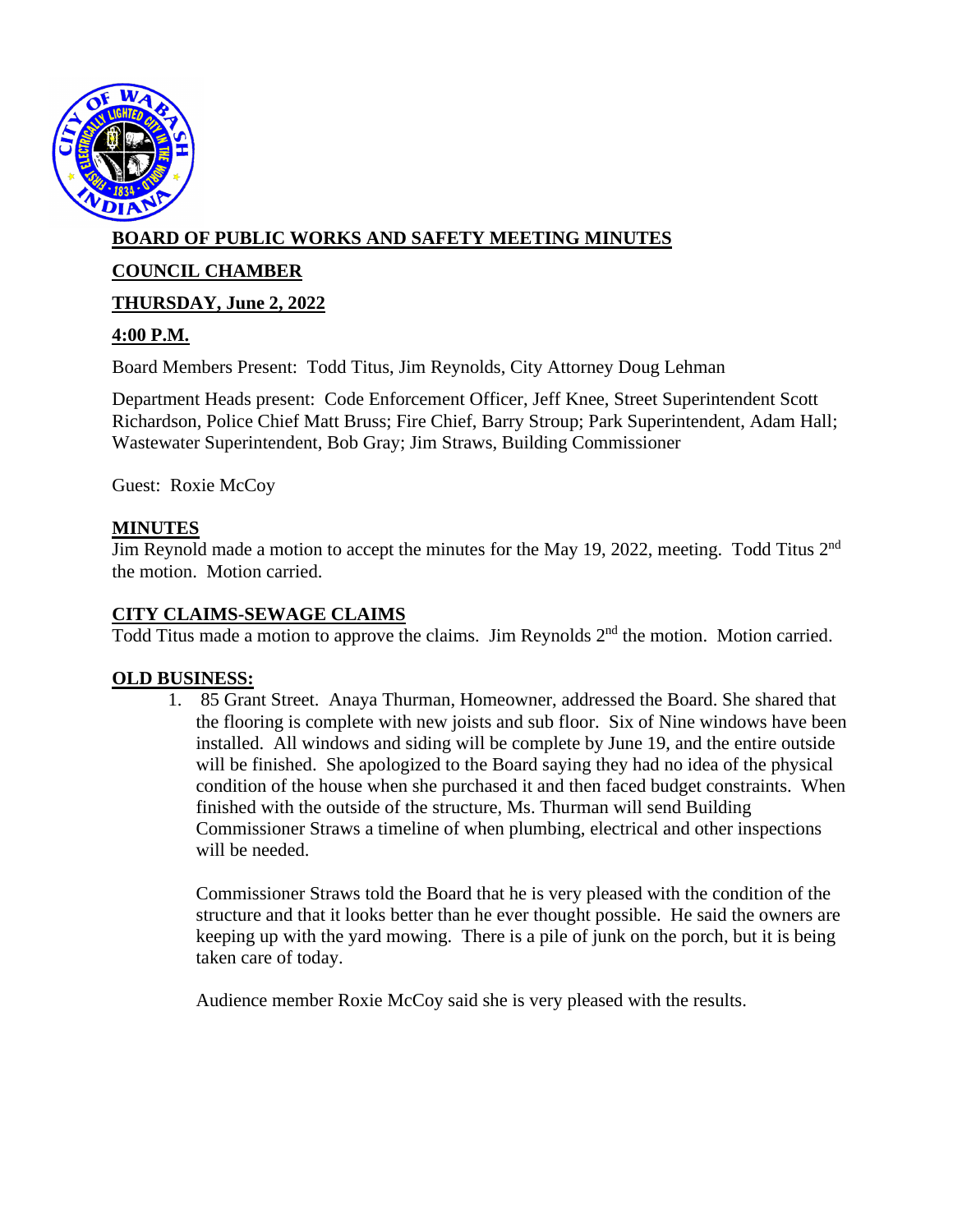**BOARD OF PUBLIC WORKS AND SAFETY MEETING MINUTES**

**COUNCIL CHAMBER**

**THURSDAY, June 2, 2022**

**4:00 P.M.**

Board Members Present: Todd Titus, Jim Reynolds, City Attorney Doug Lehman

Department Heads present: Code Enforcement Officer, Jeff Knee, Street Superintendent Scott Richardson, Police Chief Matt Bruss; Fire Chief, Barry Stroup; Park Superintendent, Adam Hall; Wastewater Superintendent, Bob Gray; Jim Straws, Building Commissioner

Guest: Roxie McCoy

**MINUTES**

Jim Reynold made a motion to accept the minutes for the May 19, 2022, meeting. Todd Titus 2nd the motion. Motion carried.

**CITY CLAIMS-SEWAGE CLAIMS**

Todd Titus made a motion to approve the claims. Jim Reynolds 2nd the motion. Motion carried.

**OLD BUSINESS:**

1. 85 Grant Street. Anaya Thurman, Homeowner, addressed the Board. She shared that the flooring is complete with new joists and sub floor. Six of Nine windows have been installed. All windows and siding will be complete by June 19, and the entire outside will be finished. She apologized to the Board saying they had no idea of the physical condition of the house when she purchased it and then faced budget constraints. When finished with the outside of the structure, Ms. Thurman will send Building Commissioner Straws a timeline of when plumbing, electrical and other inspections will be needed.

   Commissioner Straws told the Board that he is very pleased with the condition of the structure and that it looks better than he ever thought possible. He said the owners are keeping up with the yard mowing. There is a pile of junk on the porch, but it is being taken care of today.

   Audience member Roxie McCoy said she is very pleased with the results.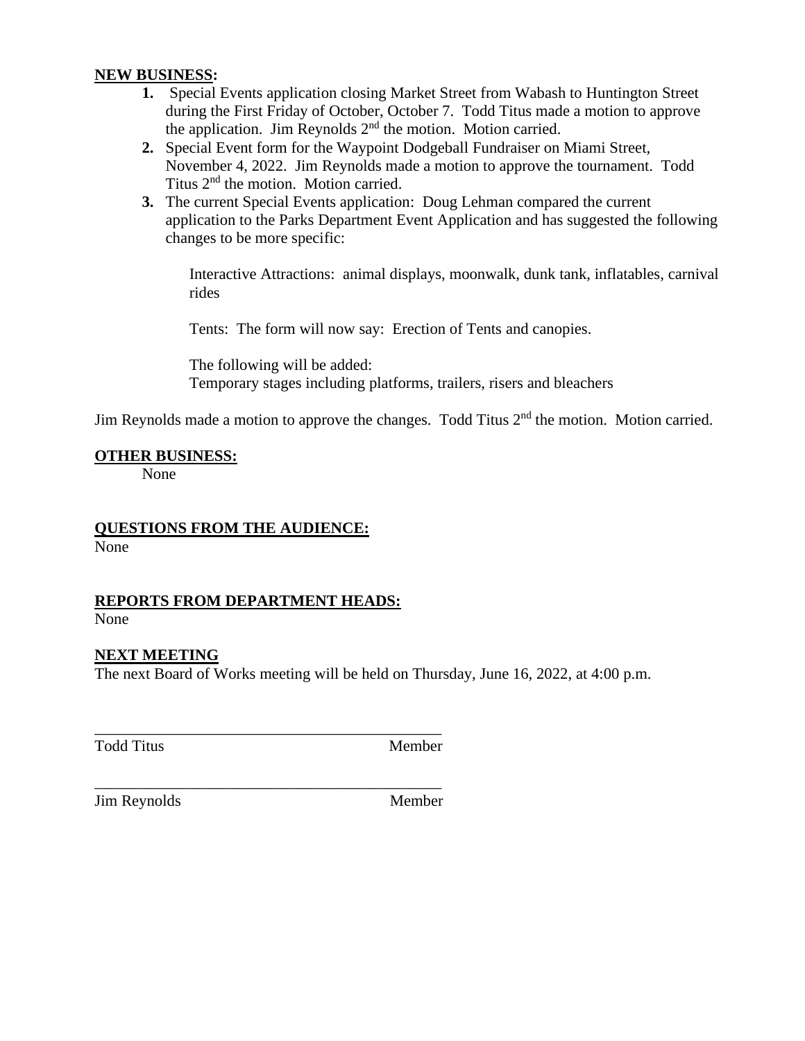**NEW BUSINESS:**

1. Special Events application closing Market Street from Wabash to Huntington Street during the First Friday of October, October 7. Todd Titus made a motion to approve the application. Jim Reynolds 2[nd] the motion. Motion carried.
2. Special Event form for the Waypoint Dodgeball Fundraiser on Miami Street, November 4, 2022. Jim Reynolds made a motion to approve the tournament. Todd Titus 2[nd] the motion. Motion carried.
3. The current Special Events application: Doug Lehman compared the current application to the Parks Department Event Application and has suggested the following changes to be more specific:

   Interactive Attractions: animal displays, moonwalk, dunk tank, inflatables, carnival rides

   Tents: The form will now say: Erection of Tents and canopies.

   The following will be added:
   Temporary stages including platforms, trailers, risers and bleachers

Jim Reynolds made a motion to approve the changes. Todd Titus 2[nd] the motion. Motion carried.

**OTHER BUSINESS:**

None

**QUESTIONS FROM THE AUDIENCE:**

None

**REPORTS FROM DEPARTMENT HEADS:**

None

**NEXT MEETING**

The next Board of Works meeting will be held on Thursday, June 16, 2022, at 4:00 p.m.

\_\_\_\_\_\_\_\_\_\_\_\_\_\_\_\_\_\_\_\_\_\_\_\_\_\_\_\_\_\_\_\_\_\_\_\_\_\_\_\_\_\_\_\_

Todd Titus Member

\_\_\_\_\_\_\_\_\_\_\_\_\_\_\_\_\_\_\_\_\_\_\_\_\_\_\_\_\_\_\_\_\_\_\_\_\_\_\_\_\_\_\_\_

Jim Reynolds Member